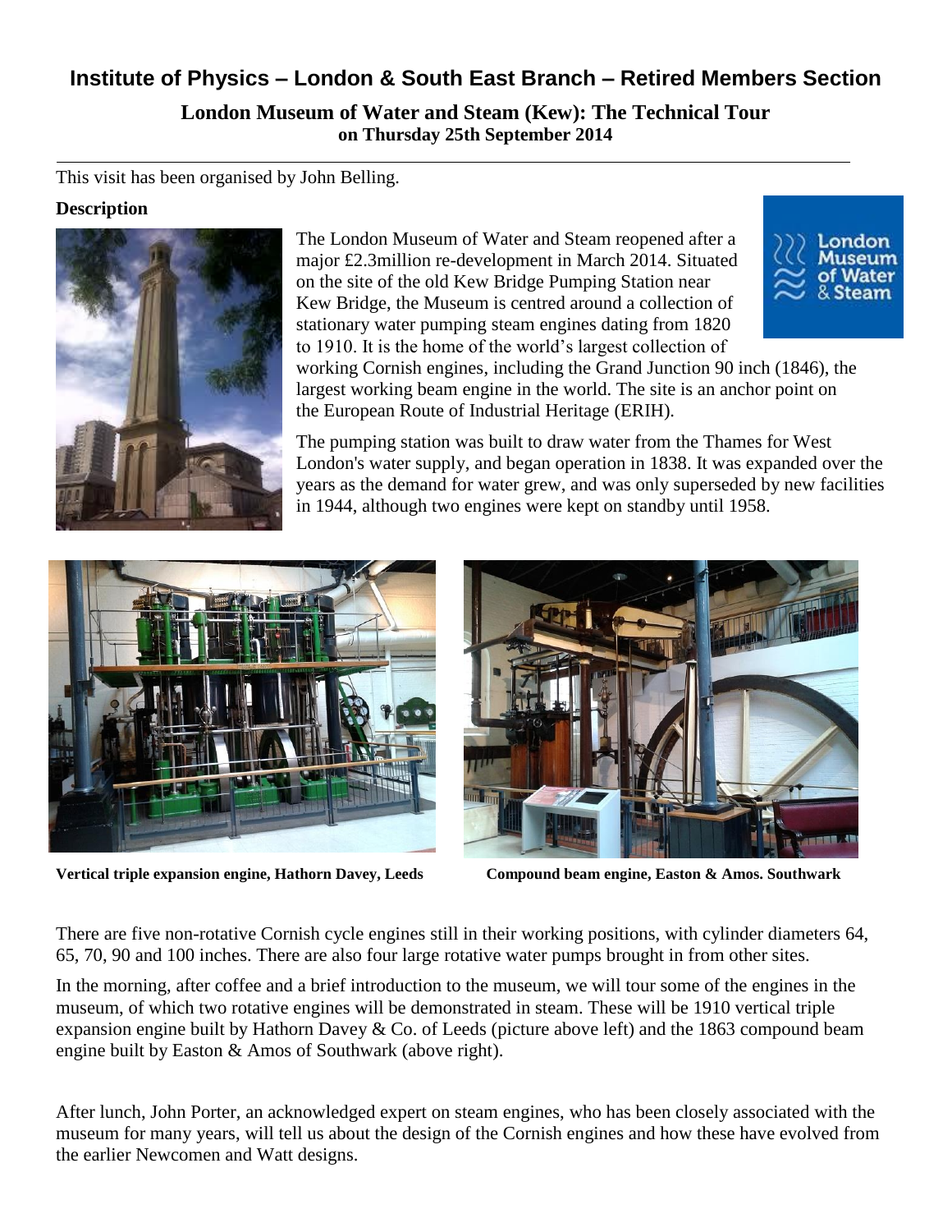# Institute of Physics – London & South East Branch – Retired Members Section

**London Museum of Water and Steam (Kew): The Technical Tour**
**on Thursday 25th September 2014**

This visit has been organised by John Belling.

### Description

The London Museum of Water and Steam reopened after a major £2.3million re-development in March 2014. Situated on the site of the old Kew Bridge Pumping Station near Kew Bridge, the Museum is centred around a collection of stationary water pumping steam engines dating from 1820 to 1910. It is the home of the world's largest collection of working Cornish engines, including the Grand Junction 90 inch (1846), the largest working beam engine in the world. The site is an anchor point on the European Route of Industrial Heritage (ERIH).

The pumping station was built to draw water from the Thames for West London's water supply, and began operation in 1838. It was expanded over the years as the demand for water grew, and was only superseded by new facilities in 1944, although two engines were kept on standby until 1958.

**Vertical triple expansion engine, Hathorn Davey, Leeds**

**Compound beam engine, Easton & Amos. Southwark**

There are five non-rotative Cornish cycle engines still in their working positions, with cylinder diameters 64, 65, 70, 90 and 100 inches. There are also four large rotative water pumps brought in from other sites.

In the morning, after coffee and a brief introduction to the museum, we will tour some of the engines in the museum, of which two rotative engines will be demonstrated in steam. These will be 1910 vertical triple expansion engine built by Hathorn Davey & Co. of Leeds (picture above left) and the 1863 compound beam engine built by Easton & Amos of Southwark (above right).

After lunch, John Porter, an acknowledged expert on steam engines, who has been closely associated with the museum for many years, will tell us about the design of the Cornish engines and how these have evolved from the earlier Newcomen and Watt designs.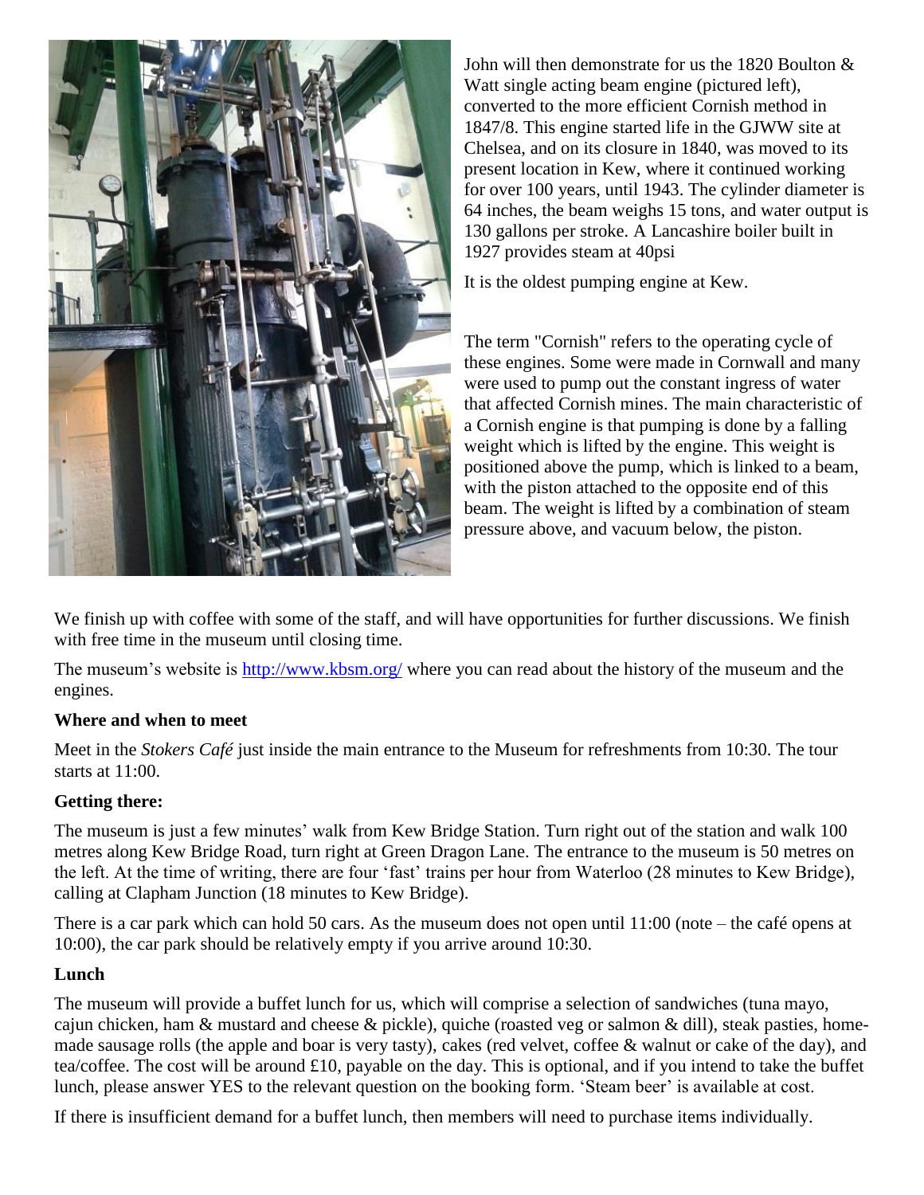John will then demonstrate for us the 1820 Boulton & Watt single acting beam engine (pictured left), converted to the more efficient Cornish method in 1847/8. This engine started life in the GJWW site at Chelsea, and on its closure in 1840, was moved to its present location in Kew, where it continued working for over 100 years, until 1943. The cylinder diameter is 64 inches, the beam weighs 15 tons, and water output is 130 gallons per stroke. A Lancashire boiler built in 1927 provides steam at 40psi

It is the oldest pumping engine at Kew.

The term "Cornish" refers to the operating cycle of these engines. Some were made in Cornwall and many were used to pump out the constant ingress of water that affected Cornish mines. The main characteristic of a Cornish engine is that pumping is done by a falling weight which is lifted by the engine. This weight is positioned above the pump, which is linked to a beam, with the piston attached to the opposite end of this beam. The weight is lifted by a combination of steam pressure above, and vacuum below, the piston.

We finish up with coffee with some of the staff, and will have opportunities for further discussions. We finish with free time in the museum until closing time.

The museum's website is http://www.kbsm.org/ where you can read about the history of the museum and the engines.

**Where and when to meet**

Meet in the *Stokers Café* just inside the main entrance to the Museum for refreshments from 10:30. The tour starts at 11:00.

**Getting there:**

The museum is just a few minutes' walk from Kew Bridge Station. Turn right out of the station and walk 100 metres along Kew Bridge Road, turn right at Green Dragon Lane. The entrance to the museum is 50 metres on the left. At the time of writing, there are four 'fast' trains per hour from Waterloo (28 minutes to Kew Bridge), calling at Clapham Junction (18 minutes to Kew Bridge).

There is a car park which can hold 50 cars. As the museum does not open until 11:00 (note – the café opens at 10:00), the car park should be relatively empty if you arrive around 10:30.

**Lunch**

The museum will provide a buffet lunch for us, which will comprise a selection of sandwiches (tuna mayo, cajun chicken, ham & mustard and cheese & pickle), quiche (roasted veg or salmon & dill), steak pasties, home-made sausage rolls (the apple and boar is very tasty), cakes (red velvet, coffee & walnut or cake of the day), and tea/coffee. The cost will be around £10, payable on the day. This is optional, and if you intend to take the buffet lunch, please answer YES to the relevant question on the booking form. 'Steam beer' is available at cost.

If there is insufficient demand for a buffet lunch, then members will need to purchase items individually.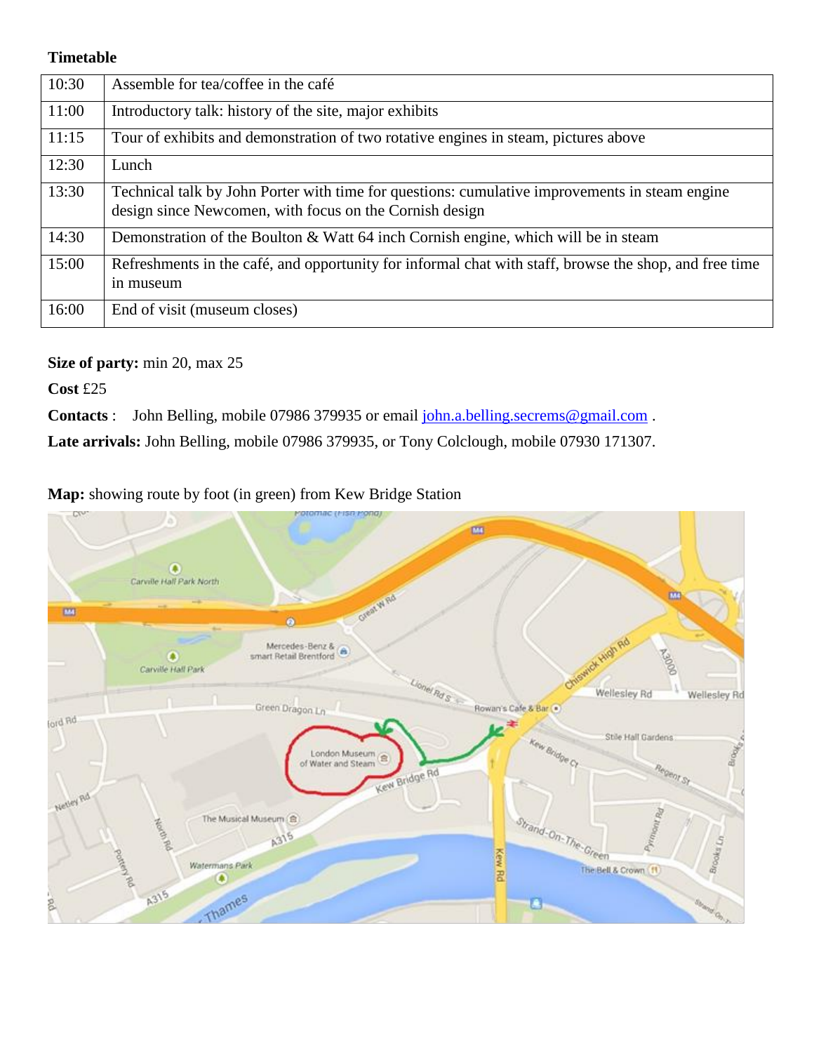**Timetable**

| | |
|---|---|
| 10:30 | Assemble for tea/coffee in the café |
| 11:00 | Introductory talk: history of the site, major exhibits |
| 11:15 | Tour of exhibits and demonstration of two rotative engines in steam, pictures above |
| 12:30 | Lunch |
| 13:30 | Technical talk by John Porter with time for questions: cumulative improvements in steam engine design since Newcomen, with focus on the Cornish design |
| 14:30 | Demonstration of the Boulton & Watt 64 inch Cornish engine, which will be in steam |
| 15:00 | Refreshments in the café, and opportunity for informal chat with staff, browse the shop, and free time in museum |
| 16:00 | End of visit (museum closes) |

**Size of party:** min 20, max 25

**Cost** £25

**Contacts** : John Belling, mobile 07986 379935 or email john.a.belling.secrems@gmail.com .

**Late arrivals:** John Belling, mobile 07986 379935, or Tony Colclough, mobile 07930 171307.

**Map:** showing route by foot (in green) from Kew Bridge Station